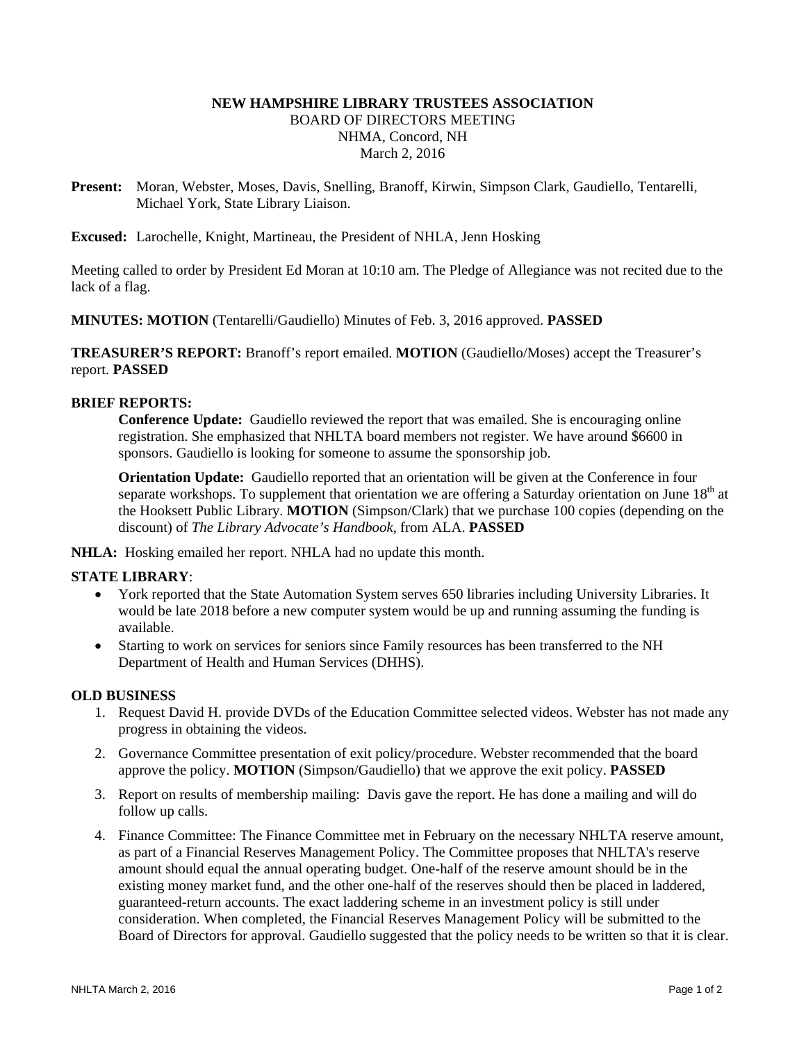**NEW HAMPSHIRE LIBRARY TRUSTEES ASSOCIATION**
BOARD OF DIRECTORS MEETING
NHMA, Concord, NH
March 2, 2016

**Present:** Moran, Webster, Moses, Davis, Snelling, Branoff, Kirwin, Simpson Clark, Gaudiello, Tentarelli, Michael York, State Library Liaison.

**Excused:** Larochelle, Knight, Martineau, the President of NHLA, Jenn Hosking

Meeting called to order by President Ed Moran at 10:10 am. The Pledge of Allegiance was not recited due to the lack of a flag.

**MINUTES: MOTION** (Tentarelli/Gaudiello) Minutes of Feb. 3, 2016 approved. **PASSED**

**TREASURER'S REPORT:** Branoff's report emailed. **MOTION** (Gaudiello/Moses) accept the Treasurer's report. **PASSED**

**BRIEF REPORTS:**

**Conference Update:** Gaudiello reviewed the report that was emailed. She is encouraging online registration. She emphasized that NHLTA board members not register. We have around $6600 in sponsors. Gaudiello is looking for someone to assume the sponsorship job.

**Orientation Update:** Gaudiello reported that an orientation will be given at the Conference in four separate workshops. To supplement that orientation we are offering a Saturday orientation on June 18th at the Hooksett Public Library. **MOTION** (Simpson/Clark) that we purchase 100 copies (depending on the discount) of *The Library Advocate's Handbook*, from ALA. **PASSED**

**NHLA:** Hosking emailed her report. NHLA had no update this month.

**STATE LIBRARY**:

- York reported that the State Automation System serves 650 libraries including University Libraries. It would be late 2018 before a new computer system would be up and running assuming the funding is available.
- Starting to work on services for seniors since Family resources has been transferred to the NH Department of Health and Human Services (DHHS).

**OLD BUSINESS**

1. Request David H. provide DVDs of the Education Committee selected videos. Webster has not made any progress in obtaining the videos.
2. Governance Committee presentation of exit policy/procedure. Webster recommended that the board approve the policy. **MOTION** (Simpson/Gaudiello) that we approve the exit policy. **PASSED**
3. Report on results of membership mailing: Davis gave the report. He has done a mailing and will do follow up calls.
4. Finance Committee: The Finance Committee met in February on the necessary NHLTA reserve amount, as part of a Financial Reserves Management Policy. The Committee proposes that NHLTA's reserve amount should equal the annual operating budget. One-half of the reserve amount should be in the existing money market fund, and the other one-half of the reserves should then be placed in laddered, guaranteed-return accounts. The exact laddering scheme in an investment policy is still under consideration. When completed, the Financial Reserves Management Policy will be submitted to the Board of Directors for approval. Gaudiello suggested that the policy needs to be written so that it is clear.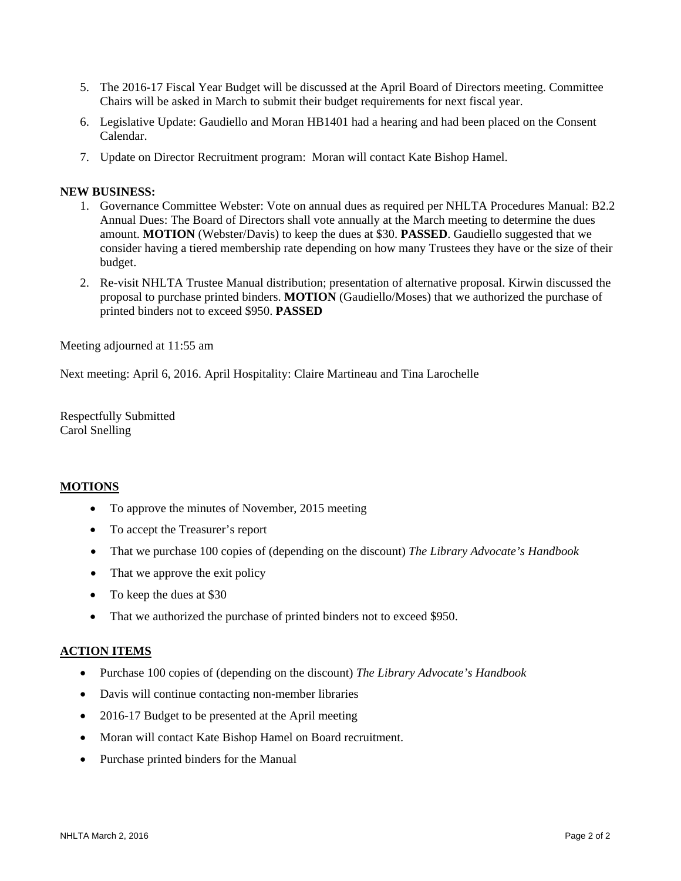5. The 2016-17 Fiscal Year Budget will be discussed at the April Board of Directors meeting. Committee Chairs will be asked in March to submit their budget requirements for next fiscal year.
6. Legislative Update: Gaudiello and Moran HB1401 had a hearing and had been placed on the Consent Calendar.
7. Update on Director Recruitment program: Moran will contact Kate Bishop Hamel.

**NEW BUSINESS:**

1. Governance Committee Webster: Vote on annual dues as required per NHLTA Procedures Manual: B2.2 Annual Dues: The Board of Directors shall vote annually at the March meeting to determine the dues amount. **MOTION** (Webster/Davis) to keep the dues at $30. **PASSED**. Gaudiello suggested that we consider having a tiered membership rate depending on how many Trustees they have or the size of their budget.
2. Re-visit NHLTA Trustee Manual distribution; presentation of alternative proposal. Kirwin discussed the proposal to purchase printed binders. **MOTION** (Gaudiello/Moses) that we authorized the purchase of printed binders not to exceed $950. **PASSED**

Meeting adjourned at 11:55 am

Next meeting: April 6, 2016. April Hospitality: Claire Martineau and Tina Larochelle

Respectfully Submitted
Carol Snelling

## MOTIONS

- To approve the minutes of November, 2015 meeting
- To accept the Treasurer's report
- That we purchase 100 copies of (depending on the discount) *The Library Advocate's Handbook*
- That we approve the exit policy
- To keep the dues at $30
- That we authorized the purchase of printed binders not to exceed $950.

## ACTION ITEMS

- Purchase 100 copies of (depending on the discount) *The Library Advocate's Handbook*
- Davis will continue contacting non-member libraries
- 2016-17 Budget to be presented at the April meeting
- Moran will contact Kate Bishop Hamel on Board recruitment.
- Purchase printed binders for the Manual